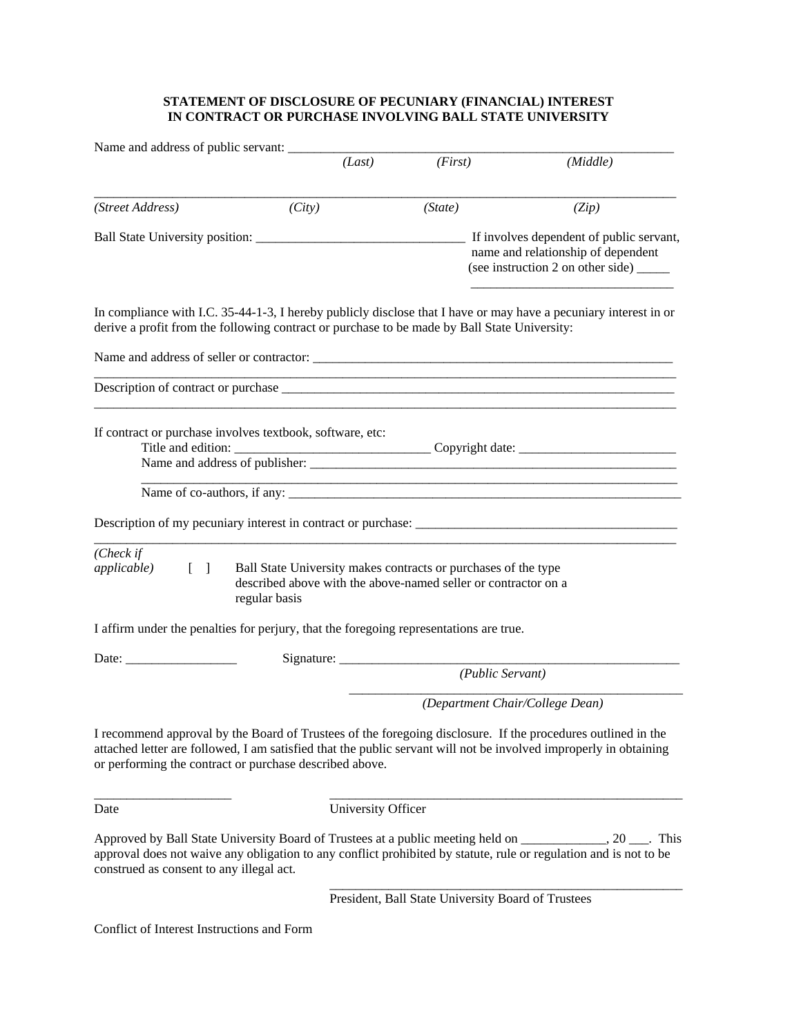**STATEMENT OF DISCLOSURE OF PECUNIARY (FINANCIAL) INTEREST IN CONTRACT OR PURCHASE INVOLVING BALL STATE UNIVERSITY**

Name and address of public servant: ______________________________________________________________
*(Last)* *(First)* *(Middle)*

_____________________________________________________________________________________________
*(Street Address)* *(City)* *(State)* *(Zip)*

Ball State University position: ________________________________ If involves dependent of public servant, name and relationship of dependent (see instruction 2 on other side) _____
________________________________

In compliance with I.C. 35-44-1-3, I hereby publicly disclose that I have or may have a pecuniary interest in or derive a profit from the following contract or purchase to be made by Ball State University:

Name and address of seller or contractor: ________________________________________________________
_____________________________________________________________________________________________

Description of contract or purchase _____________________________________________________________
_____________________________________________________________________________________________

If contract or purchase involves textbook, software, etc:

Title and edition: ______________________________ Copyright date: ________________________

Name and address of publisher: ___________________________________________________________
_____________________________________________________________________________________________

Name of co-authors, if any: _______________________________________________________________

Description of my pecuniary interest in contract or purchase: __________________________________________
_____________________________________________________________________________________________

*(Check if applicable)* [ ] Ball State University makes contracts or purchases of the type described above with the above-named seller or contractor on a regular basis

I affirm under the penalties for perjury, that the foregoing representations are true.

Date: _________________ Signature: ______________________________________________________
*(Public Servant)*

______________________________________________________
*(Department Chair/College Dean)*

I recommend approval by the Board of Trustees of the foregoing disclosure. If the procedures outlined in the attached letter are followed, I am satisfied that the public servant will not be involved improperly in obtaining or performing the contract or purchase described above.

_____________________ ______________________________________________________
Date University Officer

Approved by Ball State University Board of Trustees at a public meeting held on _____________, 20 ___. This approval does not waive any obligation to any conflict prohibited by statute, rule or regulation and is not to be construed as consent to any illegal act.

______________________________________________________
President, Ball State University Board of Trustees

Conflict of Interest Instructions and Form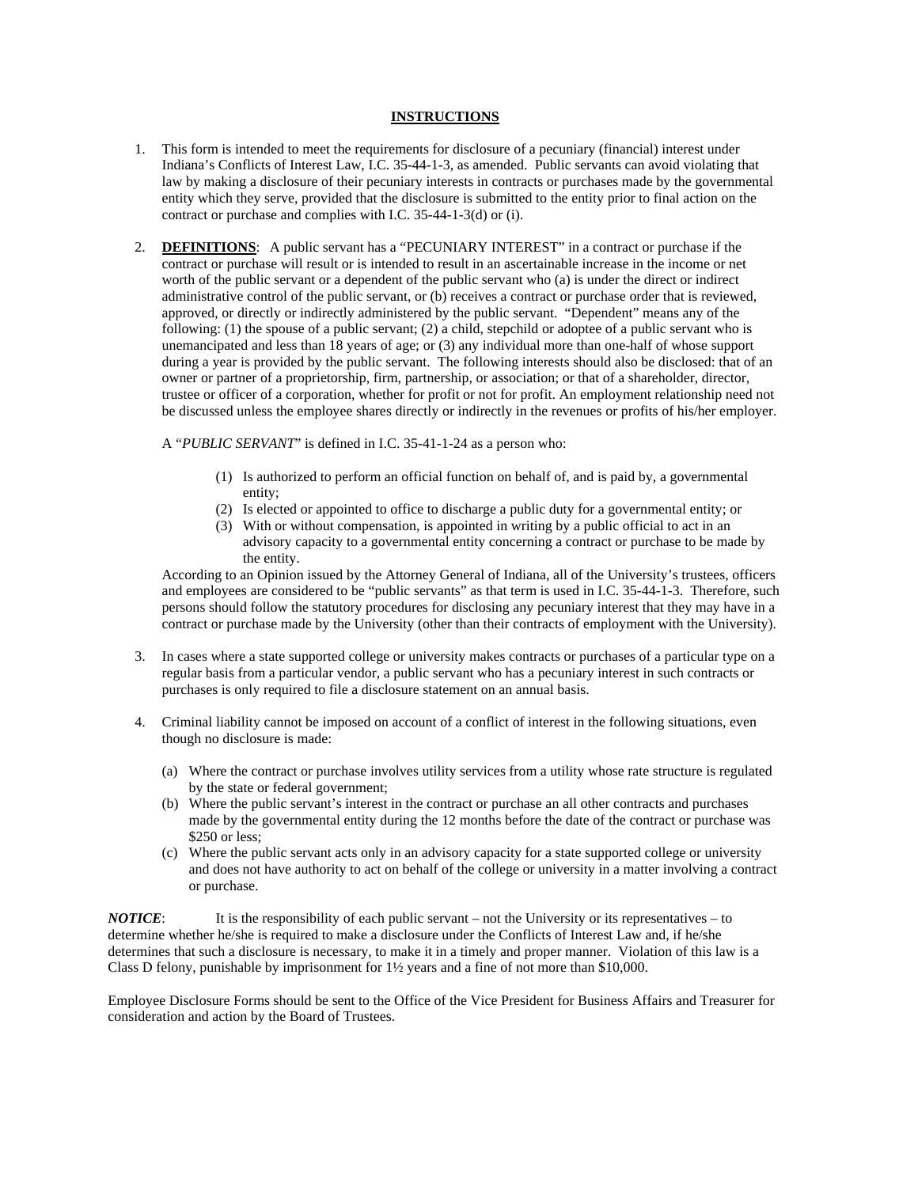**INSTRUCTIONS**

1. This form is intended to meet the requirements for disclosure of a pecuniary (financial) interest under Indiana's Conflicts of Interest Law, I.C. 35-44-1-3, as amended. Public servants can avoid violating that law by making a disclosure of their pecuniary interests in contracts or purchases made by the governmental entity which they serve, provided that the disclosure is submitted to the entity prior to final action on the contract or purchase and complies with I.C. 35-44-1-3(d) or (i).

2. **DEFINITIONS**: A public servant has a "PECUNIARY INTEREST" in a contract or purchase if the contract or purchase will result or is intended to result in an ascertainable increase in the income or net worth of the public servant or a dependent of the public servant who (a) is under the direct or indirect administrative control of the public servant, or (b) receives a contract or purchase order that is reviewed, approved, or directly or indirectly administered by the public servant. "Dependent" means any of the following: (1) the spouse of a public servant; (2) a child, stepchild or adoptee of a public servant who is unemancipated and less than 18 years of age; or (3) any individual more than one-half of whose support during a year is provided by the public servant. The following interests should also be disclosed: that of an owner or partner of a proprietorship, firm, partnership, or association; or that of a shareholder, director, trustee or officer of a corporation, whether for profit or not for profit. An employment relationship need not be discussed unless the employee shares directly or indirectly in the revenues or profits of his/her employer.

   A "*PUBLIC SERVANT*" is defined in I.C. 35-41-1-24 as a person who:

   (1) Is authorized to perform an official function on behalf of, and is paid by, a governmental entity;
   (2) Is elected or appointed to office to discharge a public duty for a governmental entity; or
   (3) With or without compensation, is appointed in writing by a public official to act in an advisory capacity to a governmental entity concerning a contract or purchase to be made by the entity.

   According to an Opinion issued by the Attorney General of Indiana, all of the University's trustees, officers and employees are considered to be "public servants" as that term is used in I.C. 35-44-1-3. Therefore, such persons should follow the statutory procedures for disclosing any pecuniary interest that they may have in a contract or purchase made by the University (other than their contracts of employment with the University).

3. In cases where a state supported college or university makes contracts or purchases of a particular type on a regular basis from a particular vendor, a public servant who has a pecuniary interest in such contracts or purchases is only required to file a disclosure statement on an annual basis.

4. Criminal liability cannot be imposed on account of a conflict of interest in the following situations, even though no disclosure is made:

   (a) Where the contract or purchase involves utility services from a utility whose rate structure is regulated by the state or federal government;
   (b) Where the public servant's interest in the contract or purchase an all other contracts and purchases made by the governmental entity during the 12 months before the date of the contract or purchase was $250 or less;
   (c) Where the public servant acts only in an advisory capacity for a state supported college or university and does not have authority to act on behalf of the college or university in a matter involving a contract or purchase.

***NOTICE***: It is the responsibility of each public servant – not the University or its representatives – to determine whether he/she is required to make a disclosure under the Conflicts of Interest Law and, if he/she determines that such a disclosure is necessary, to make it in a timely and proper manner. Violation of this law is a Class D felony, punishable by imprisonment for 1½ years and a fine of not more than $10,000.

Employee Disclosure Forms should be sent to the Office of the Vice President for Business Affairs and Treasurer for consideration and action by the Board of Trustees.